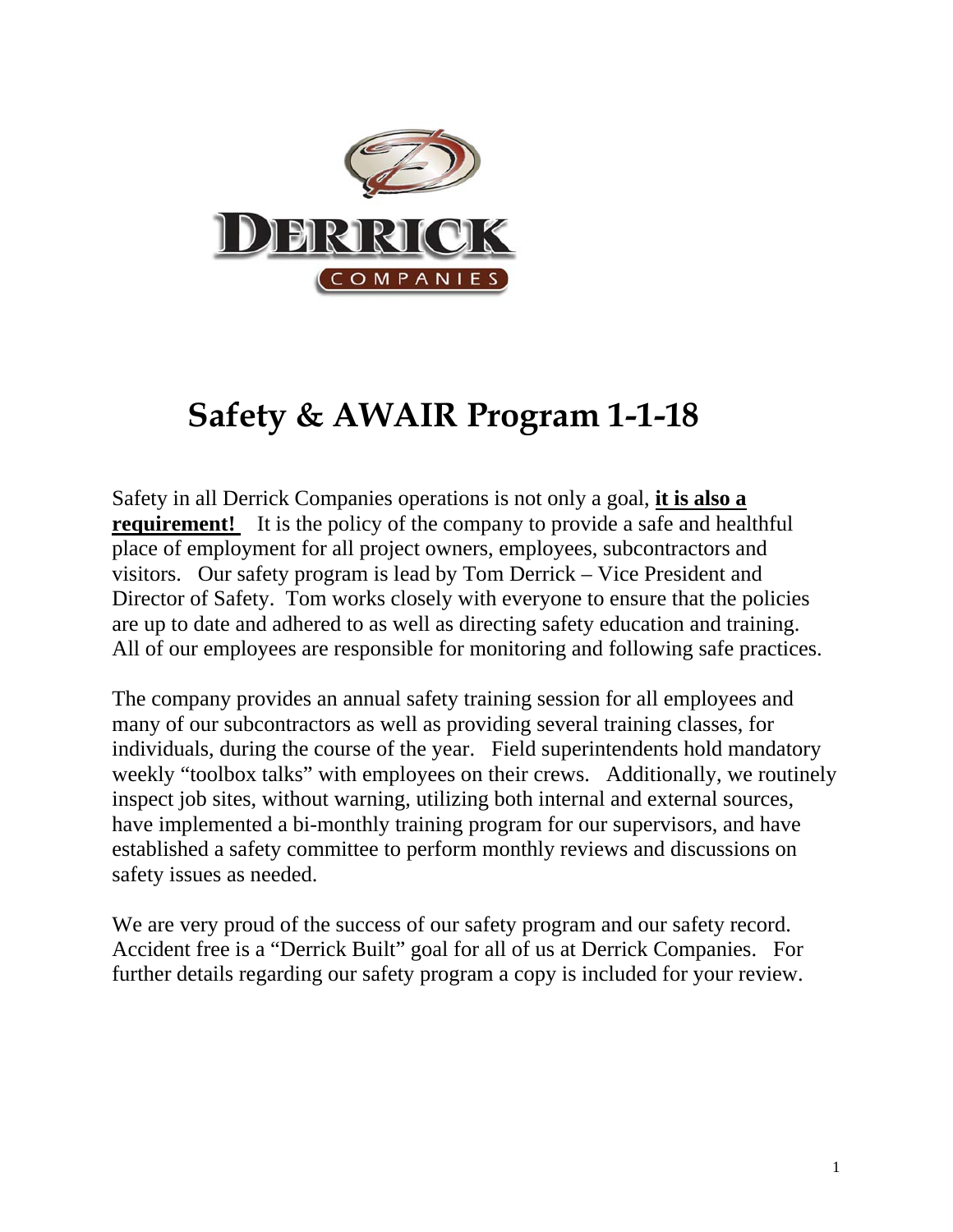DERRICK

COMPANIES

# Safety & AWAIR Program 1-1-18

Safety in all Derrick Companies operations is not only a goal, **it is also a requirement!** It is the policy of the company to provide a safe and healthful place of employment for all project owners, employees, subcontractors and visitors. Our safety program is lead by Tom Derrick – Vice President and Director of Safety. Tom works closely with everyone to ensure that the policies are up to date and adhered to as well as directing safety education and training. All of our employees are responsible for monitoring and following safe practices.

The company provides an annual safety training session for all employees and many of our subcontractors as well as providing several training classes, for individuals, during the course of the year. Field superintendents hold mandatory weekly "toolbox talks" with employees on their crews. Additionally, we routinely inspect job sites, without warning, utilizing both internal and external sources, have implemented a bi-monthly training program for our supervisors, and have established a safety committee to perform monthly reviews and discussions on safety issues as needed.

We are very proud of the success of our safety program and our safety record. Accident free is a "Derrick Built" goal for all of us at Derrick Companies. For further details regarding our safety program a copy is included for your review.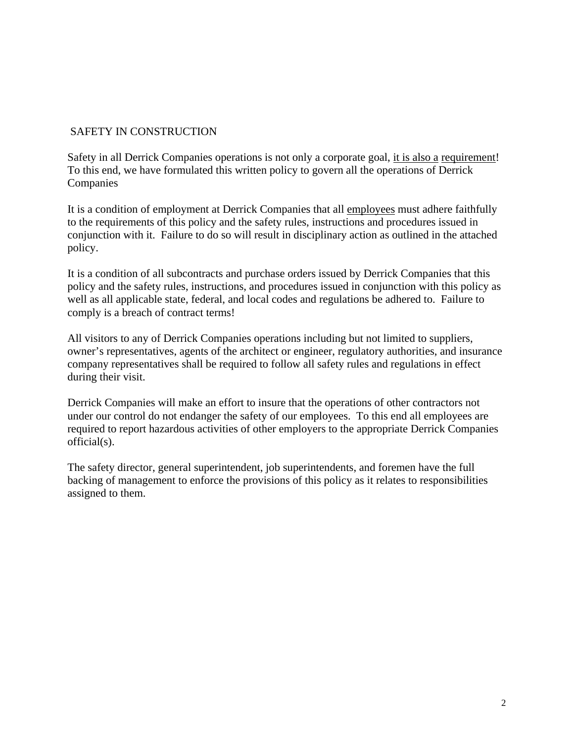## SAFETY IN CONSTRUCTION

Safety in all Derrick Companies operations is not only a corporate goal, it is also a requirement! To this end, we have formulated this written policy to govern all the operations of Derrick Companies

It is a condition of employment at Derrick Companies that all employees must adhere faithfully to the requirements of this policy and the safety rules, instructions and procedures issued in conjunction with it. Failure to do so will result in disciplinary action as outlined in the attached policy.

It is a condition of all subcontracts and purchase orders issued by Derrick Companies that this policy and the safety rules, instructions, and procedures issued in conjunction with this policy as well as all applicable state, federal, and local codes and regulations be adhered to. Failure to comply is a breach of contract terms!

All visitors to any of Derrick Companies operations including but not limited to suppliers, owner's representatives, agents of the architect or engineer, regulatory authorities, and insurance company representatives shall be required to follow all safety rules and regulations in effect during their visit.

Derrick Companies will make an effort to insure that the operations of other contractors not under our control do not endanger the safety of our employees. To this end all employees are required to report hazardous activities of other employers to the appropriate Derrick Companies official(s).

The safety director, general superintendent, job superintendents, and foremen have the full backing of management to enforce the provisions of this policy as it relates to responsibilities assigned to them.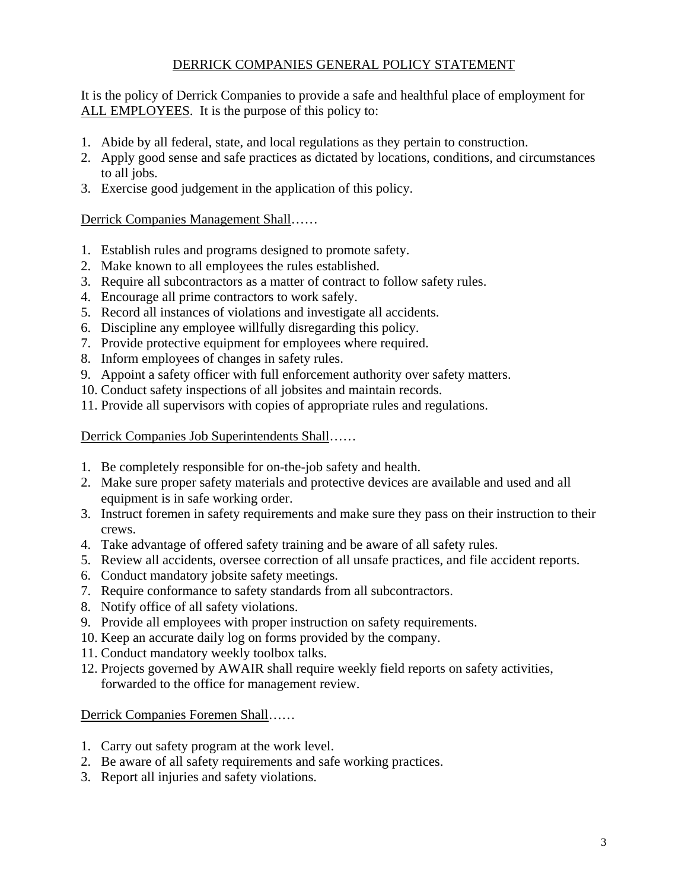# DERRICK COMPANIES GENERAL POLICY STATEMENT

It is the policy of Derrick Companies to provide a safe and healthful place of employment for ALL EMPLOYEES. It is the purpose of this policy to:

1. Abide by all federal, state, and local regulations as they pertain to construction.
2. Apply good sense and safe practices as dictated by locations, conditions, and circumstances to all jobs.
3. Exercise good judgement in the application of this policy.

Derrick Companies Management Shall……

1. Establish rules and programs designed to promote safety.
2. Make known to all employees the rules established.
3. Require all subcontractors as a matter of contract to follow safety rules.
4. Encourage all prime contractors to work safely.
5. Record all instances of violations and investigate all accidents.
6. Discipline any employee willfully disregarding this policy.
7. Provide protective equipment for employees where required.
8. Inform employees of changes in safety rules.
9. Appoint a safety officer with full enforcement authority over safety matters.
10. Conduct safety inspections of all jobsites and maintain records.
11. Provide all supervisors with copies of appropriate rules and regulations.

Derrick Companies Job Superintendents Shall……

1. Be completely responsible for on-the-job safety and health.
2. Make sure proper safety materials and protective devices are available and used and all equipment is in safe working order.
3. Instruct foremen in safety requirements and make sure they pass on their instruction to their crews.
4. Take advantage of offered safety training and be aware of all safety rules.
5. Review all accidents, oversee correction of all unsafe practices, and file accident reports.
6. Conduct mandatory jobsite safety meetings.
7. Require conformance to safety standards from all subcontractors.
8. Notify office of all safety violations.
9. Provide all employees with proper instruction on safety requirements.
10. Keep an accurate daily log on forms provided by the company.
11. Conduct mandatory weekly toolbox talks.
12. Projects governed by AWAIR shall require weekly field reports on safety activities, forwarded to the office for management review.

Derrick Companies Foremen Shall……

1. Carry out safety program at the work level.
2. Be aware of all safety requirements and safe working practices.
3. Report all injuries and safety violations.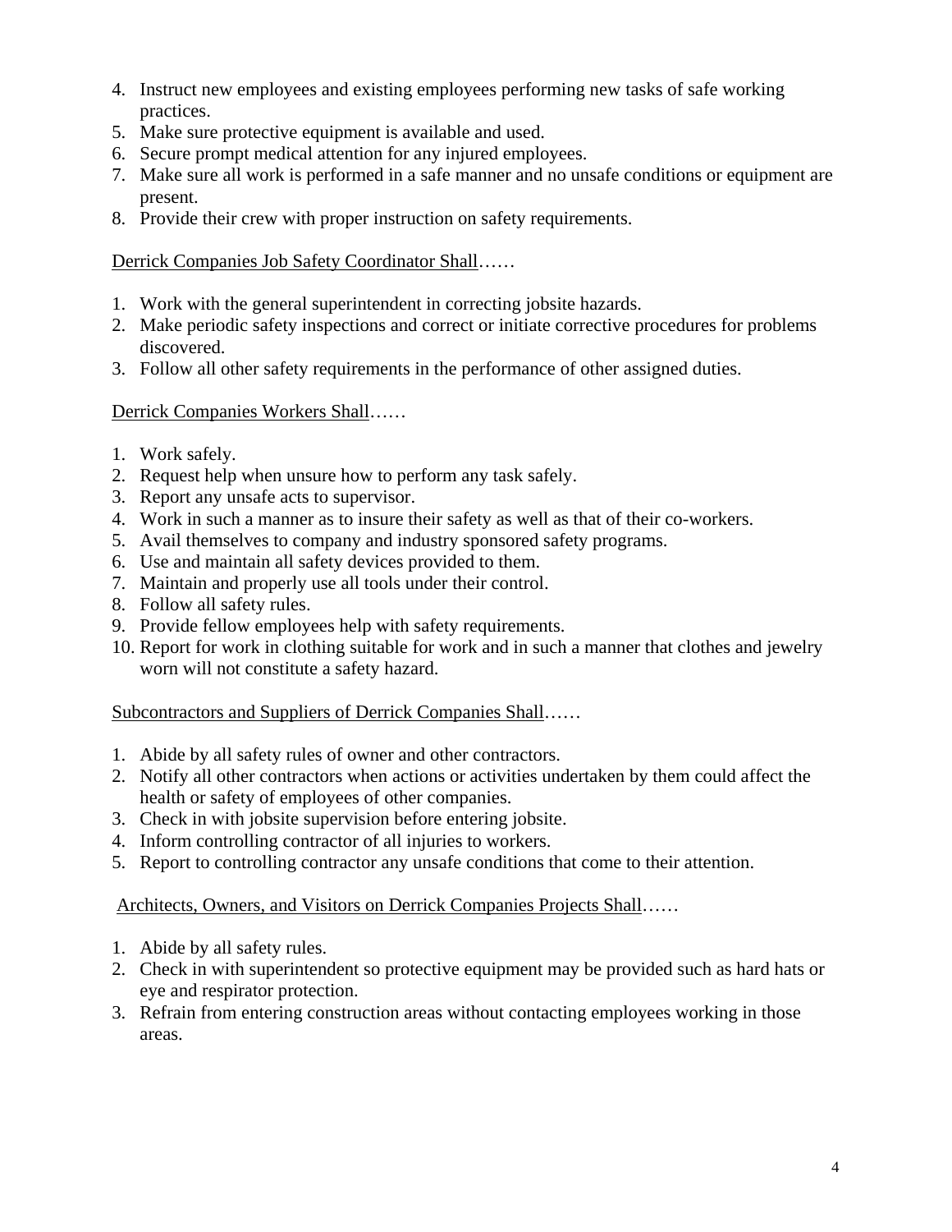4. Instruct new employees and existing employees performing new tasks of safe working practices.
5. Make sure protective equipment is available and used.
6. Secure prompt medical attention for any injured employees.
7. Make sure all work is performed in a safe manner and no unsafe conditions or equipment are present.
8. Provide their crew with proper instruction on safety requirements.

<u>Derrick Companies Job Safety Coordinator Shall</u>……

1. Work with the general superintendent in correcting jobsite hazards.
2. Make periodic safety inspections and correct or initiate corrective procedures for problems discovered.
3. Follow all other safety requirements in the performance of other assigned duties.

<u>Derrick Companies Workers Shall</u>……

1. Work safely.
2. Request help when unsure how to perform any task safely.
3. Report any unsafe acts to supervisor.
4. Work in such a manner as to insure their safety as well as that of their co-workers.
5. Avail themselves to company and industry sponsored safety programs.
6. Use and maintain all safety devices provided to them.
7. Maintain and properly use all tools under their control.
8. Follow all safety rules.
9. Provide fellow employees help with safety requirements.
10. Report for work in clothing suitable for work and in such a manner that clothes and jewelry worn will not constitute a safety hazard.

<u>Subcontractors and Suppliers of Derrick Companies Shall</u>……

1. Abide by all safety rules of owner and other contractors.
2. Notify all other contractors when actions or activities undertaken by them could affect the health or safety of employees of other companies.
3. Check in with jobsite supervision before entering jobsite.
4. Inform controlling contractor of all injuries to workers.
5. Report to controlling contractor any unsafe conditions that come to their attention.

<u>Architects, Owners, and Visitors on Derrick Companies Projects Shall</u>……

1. Abide by all safety rules.
2. Check in with superintendent so protective equipment may be provided such as hard hats or eye and respirator protection.
3. Refrain from entering construction areas without contacting employees working in those areas.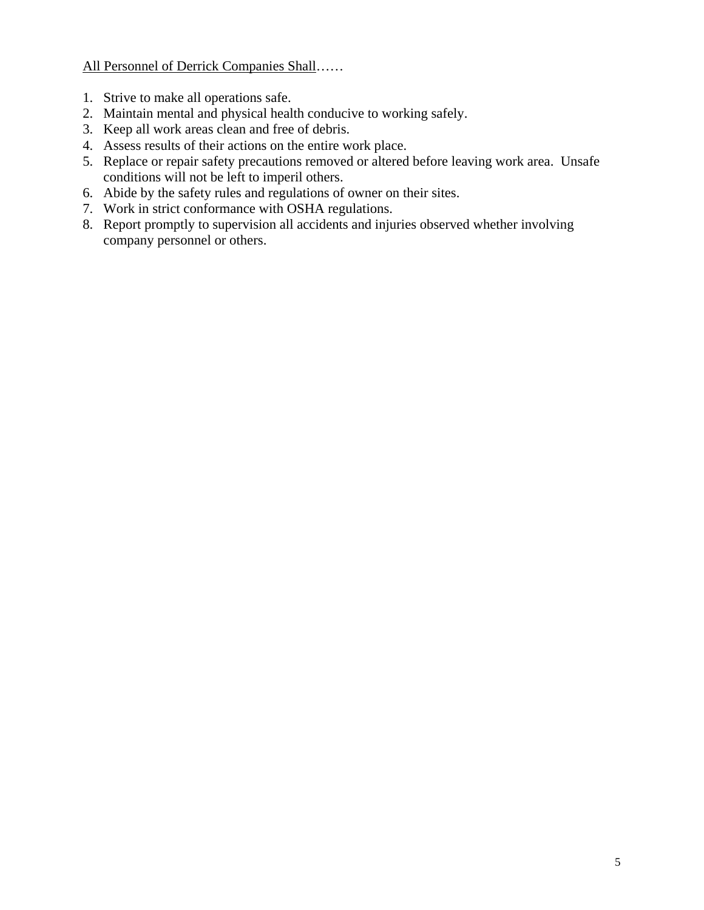<u>All Personnel of Derrick Companies Shall</u>……

1. Strive to make all operations safe.
2. Maintain mental and physical health conducive to working safely.
3. Keep all work areas clean and free of debris.
4. Assess results of their actions on the entire work place.
5. Replace or repair safety precautions removed or altered before leaving work area. Unsafe conditions will not be left to imperil others.
6. Abide by the safety rules and regulations of owner on their sites.
7. Work in strict conformance with OSHA regulations.
8. Report promptly to supervision all accidents and injuries observed whether involving company personnel or others.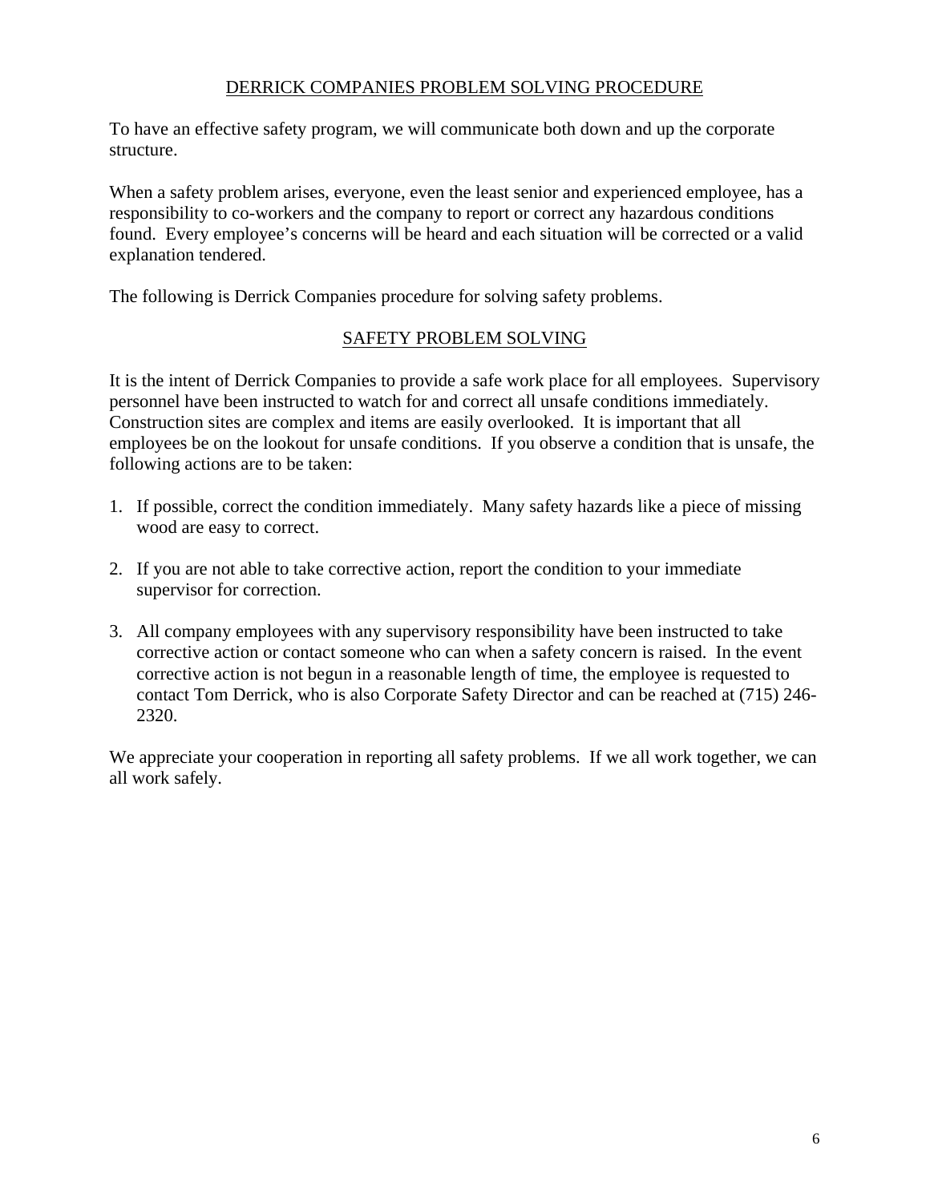## DERRICK COMPANIES PROBLEM SOLVING PROCEDURE

To have an effective safety program, we will communicate both down and up the corporate structure.

When a safety problem arises, everyone, even the least senior and experienced employee, has a responsibility to co-workers and the company to report or correct any hazardous conditions found. Every employee's concerns will be heard and each situation will be corrected or a valid explanation tendered.

The following is Derrick Companies procedure for solving safety problems.

## SAFETY PROBLEM SOLVING

It is the intent of Derrick Companies to provide a safe work place for all employees. Supervisory personnel have been instructed to watch for and correct all unsafe conditions immediately. Construction sites are complex and items are easily overlooked. It is important that all employees be on the lookout for unsafe conditions. If you observe a condition that is unsafe, the following actions are to be taken:

1. If possible, correct the condition immediately. Many safety hazards like a piece of missing wood are easy to correct.

2. If you are not able to take corrective action, report the condition to your immediate supervisor for correction.

3. All company employees with any supervisory responsibility have been instructed to take corrective action or contact someone who can when a safety concern is raised. In the event corrective action is not begun in a reasonable length of time, the employee is requested to contact Tom Derrick, who is also Corporate Safety Director and can be reached at (715) 246-2320.

We appreciate your cooperation in reporting all safety problems. If we all work together, we can all work safely.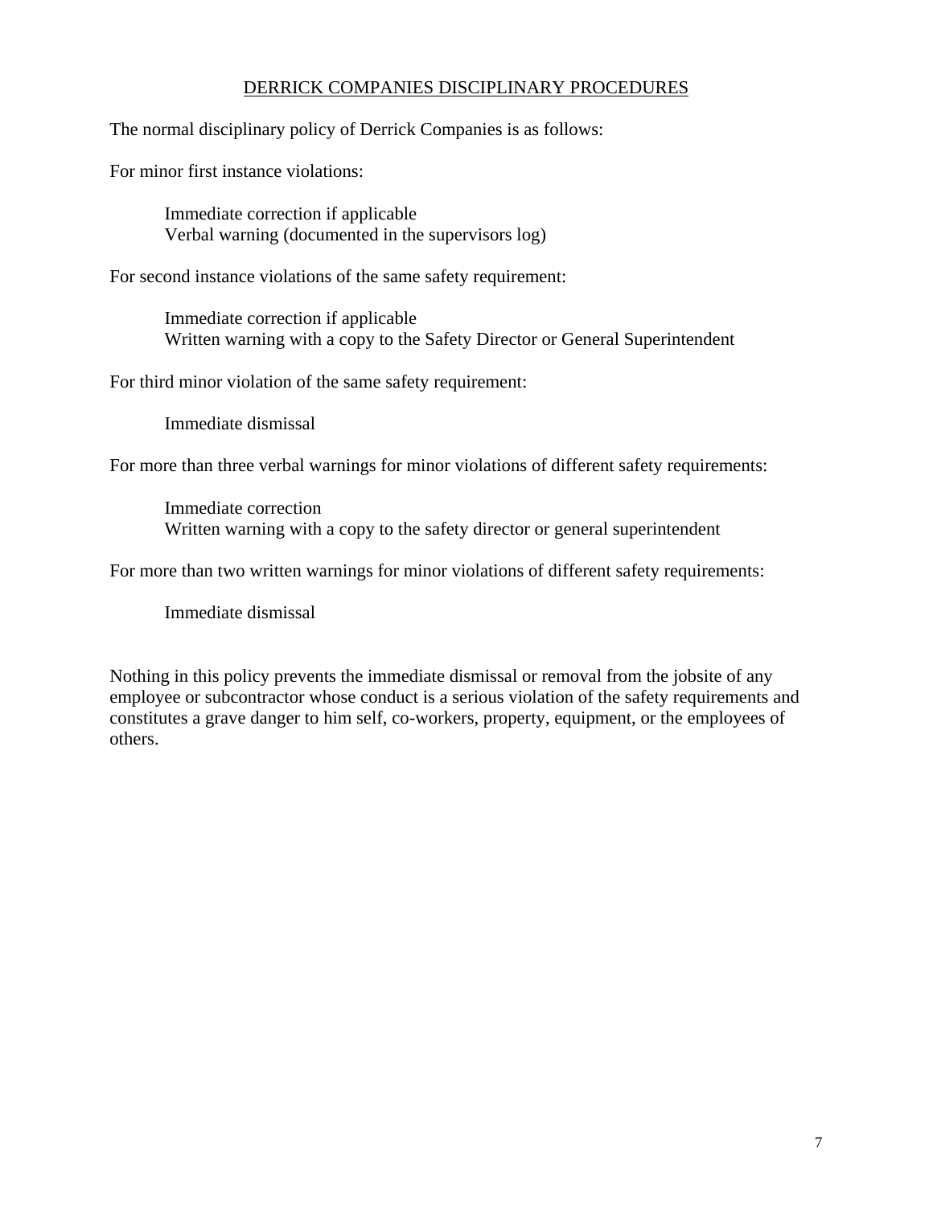## DERRICK COMPANIES DISCIPLINARY PROCEDURES

The normal disciplinary policy of Derrick Companies is as follows:

For minor first instance violations:

> Immediate correction if applicable
> Verbal warning (documented in the supervisors log)

For second instance violations of the same safety requirement:

> Immediate correction if applicable
> Written warning with a copy to the Safety Director or General Superintendent

For third minor violation of the same safety requirement:

> Immediate dismissal

For more than three verbal warnings for minor violations of different safety requirements:

> Immediate correction
> Written warning with a copy to the safety director or general superintendent

For more than two written warnings for minor violations of different safety requirements:

> Immediate dismissal

Nothing in this policy prevents the immediate dismissal or removal from the jobsite of any employee or subcontractor whose conduct is a serious violation of the safety requirements and constitutes a grave danger to him self, co-workers, property, equipment, or the employees of others.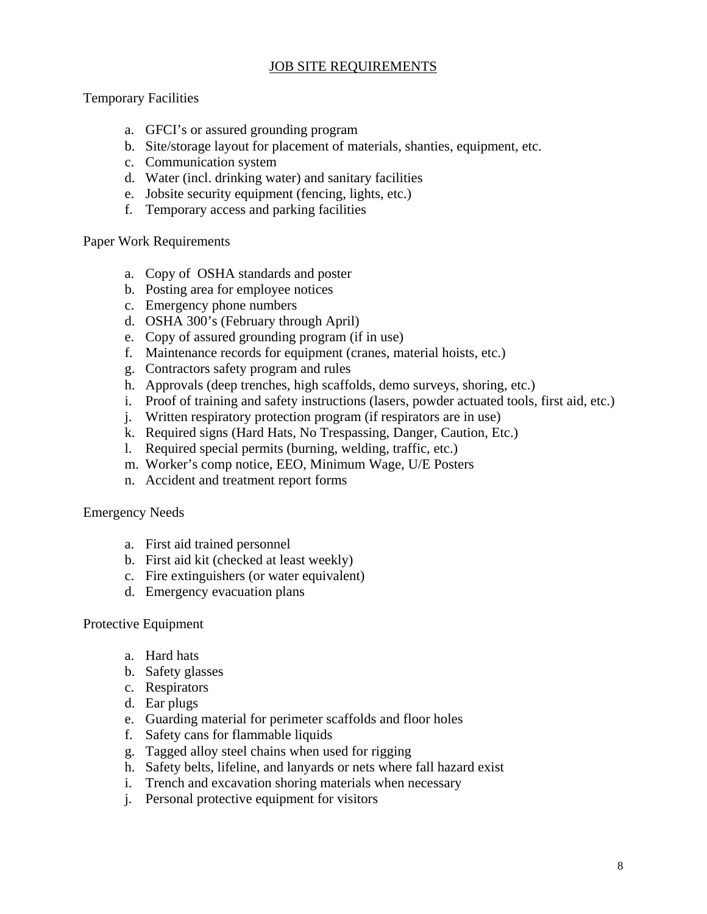# JOB SITE REQUIREMENTS

## Temporary Facilities

a. GFCI's or assured grounding program
b. Site/storage layout for placement of materials, shanties, equipment, etc.
c. Communication system
d. Water (incl. drinking water) and sanitary facilities
e. Jobsite security equipment (fencing, lights, etc.)
f. Temporary access and parking facilities

## Paper Work Requirements

a. Copy of OSHA standards and poster
b. Posting area for employee notices
c. Emergency phone numbers
d. OSHA 300's (February through April)
e. Copy of assured grounding program (if in use)
f. Maintenance records for equipment (cranes, material hoists, etc.)
g. Contractors safety program and rules
h. Approvals (deep trenches, high scaffolds, demo surveys, shoring, etc.)
i. Proof of training and safety instructions (lasers, powder actuated tools, first aid, etc.)
j. Written respiratory protection program (if respirators are in use)
k. Required signs (Hard Hats, No Trespassing, Danger, Caution, Etc.)
l. Required special permits (burning, welding, traffic, etc.)
m. Worker's comp notice, EEO, Minimum Wage, U/E Posters
n. Accident and treatment report forms

## Emergency Needs

a. First aid trained personnel
b. First aid kit (checked at least weekly)
c. Fire extinguishers (or water equivalent)
d. Emergency evacuation plans

## Protective Equipment

a. Hard hats
b. Safety glasses
c. Respirators
d. Ear plugs
e. Guarding material for perimeter scaffolds and floor holes
f. Safety cans for flammable liquids
g. Tagged alloy steel chains when used for rigging
h. Safety belts, lifeline, and lanyards or nets where fall hazard exist
i. Trench and excavation shoring materials when necessary
j. Personal protective equipment for visitors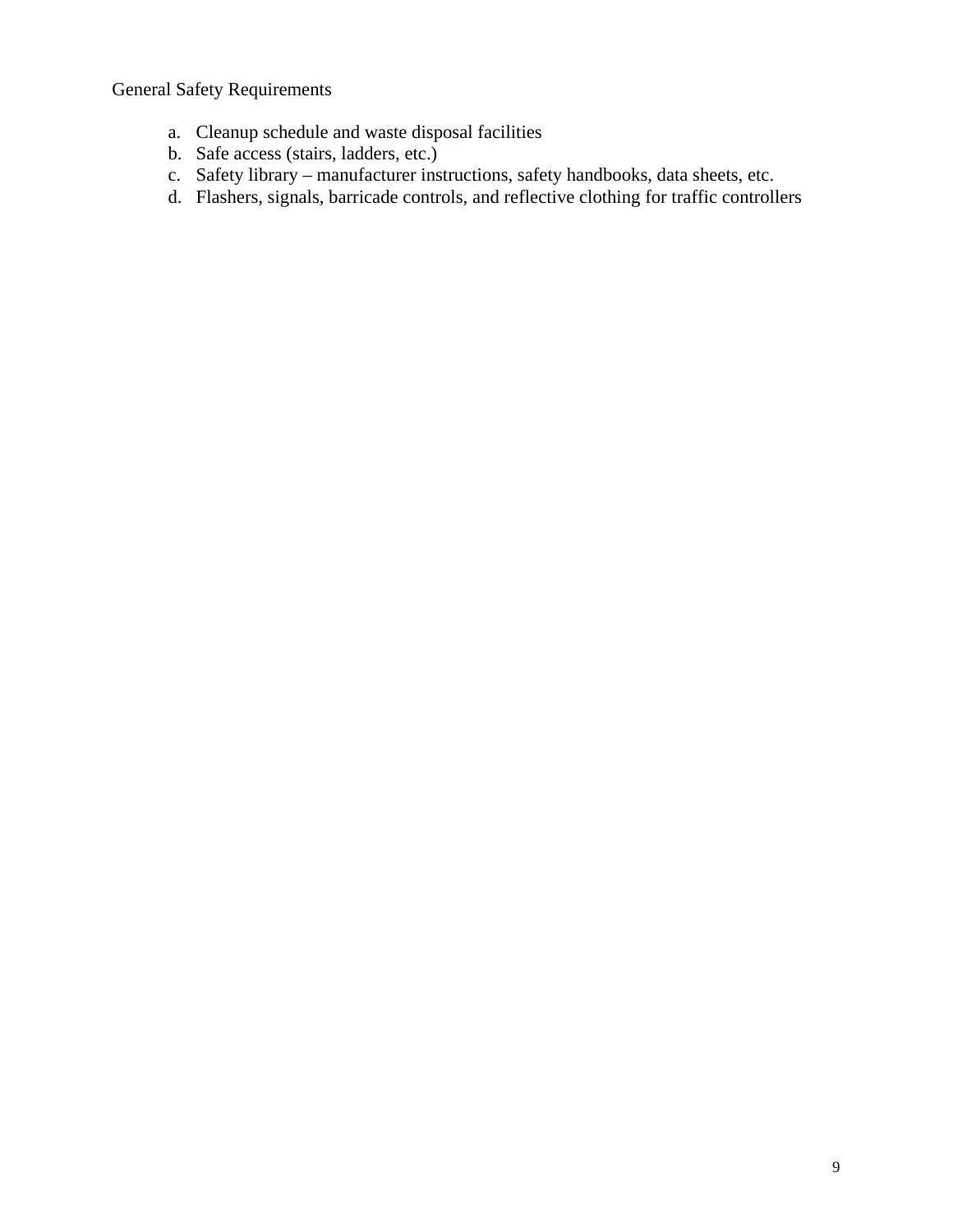General Safety Requirements

a. Cleanup schedule and waste disposal facilities
b. Safe access (stairs, ladders, etc.)
c. Safety library – manufacturer instructions, safety handbooks, data sheets, etc.
d. Flashers, signals, barricade controls, and reflective clothing for traffic controllers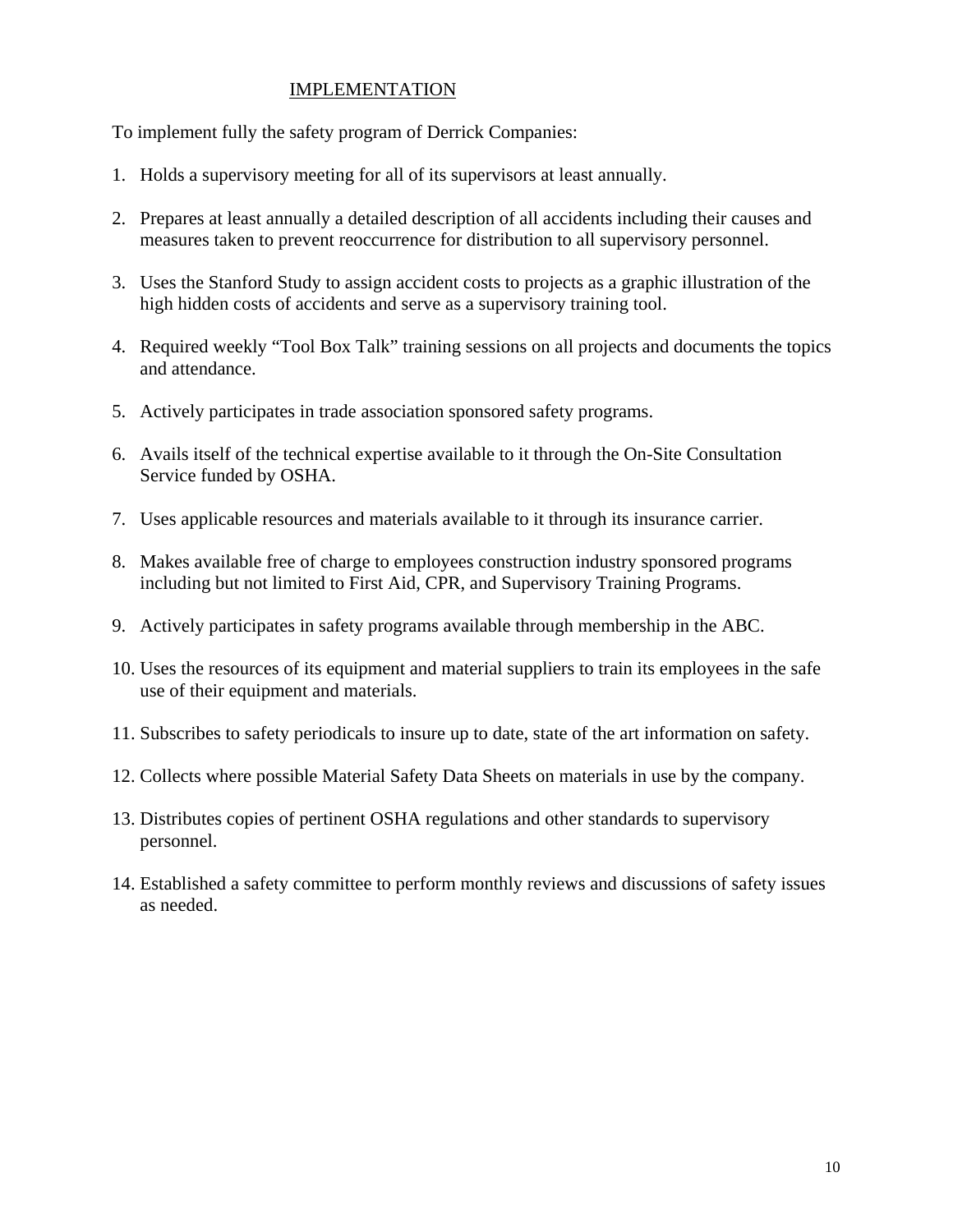## IMPLEMENTATION

To implement fully the safety program of Derrick Companies:

1. Holds a supervisory meeting for all of its supervisors at least annually.

2. Prepares at least annually a detailed description of all accidents including their causes and measures taken to prevent reoccurrence for distribution to all supervisory personnel.

3. Uses the Stanford Study to assign accident costs to projects as a graphic illustration of the high hidden costs of accidents and serve as a supervisory training tool.

4. Required weekly "Tool Box Talk" training sessions on all projects and documents the topics and attendance.

5. Actively participates in trade association sponsored safety programs.

6. Avails itself of the technical expertise available to it through the On-Site Consultation Service funded by OSHA.

7. Uses applicable resources and materials available to it through its insurance carrier.

8. Makes available free of charge to employees construction industry sponsored programs including but not limited to First Aid, CPR, and Supervisory Training Programs.

9. Actively participates in safety programs available through membership in the ABC.

10. Uses the resources of its equipment and material suppliers to train its employees in the safe use of their equipment and materials.

11. Subscribes to safety periodicals to insure up to date, state of the art information on safety.

12. Collects where possible Material Safety Data Sheets on materials in use by the company.

13. Distributes copies of pertinent OSHA regulations and other standards to supervisory personnel.

14. Established a safety committee to perform monthly reviews and discussions of safety issues as needed.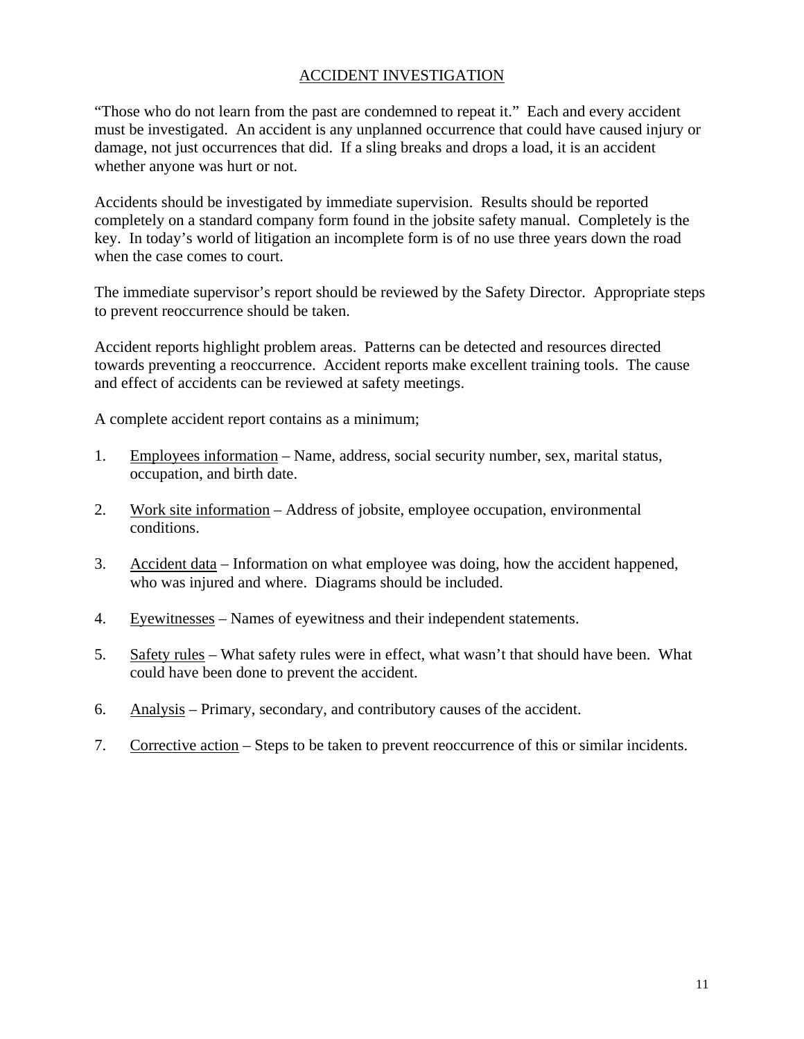## ACCIDENT INVESTIGATION

"Those who do not learn from the past are condemned to repeat it." Each and every accident must be investigated. An accident is any unplanned occurrence that could have caused injury or damage, not just occurrences that did. If a sling breaks and drops a load, it is an accident whether anyone was hurt or not.

Accidents should be investigated by immediate supervision. Results should be reported completely on a standard company form found in the jobsite safety manual. Completely is the key. In today's world of litigation an incomplete form is of no use three years down the road when the case comes to court.

The immediate supervisor's report should be reviewed by the Safety Director. Appropriate steps to prevent reoccurrence should be taken.

Accident reports highlight problem areas. Patterns can be detected and resources directed towards preventing a reoccurrence. Accident reports make excellent training tools. The cause and effect of accidents can be reviewed at safety meetings.

A complete accident report contains as a minimum;

1. Employees information – Name, address, social security number, sex, marital status, occupation, and birth date.

2. Work site information – Address of jobsite, employee occupation, environmental conditions.

3. Accident data – Information on what employee was doing, how the accident happened, who was injured and where. Diagrams should be included.

4. Eyewitnesses – Names of eyewitness and their independent statements.

5. Safety rules – What safety rules were in effect, what wasn't that should have been. What could have been done to prevent the accident.

6. Analysis – Primary, secondary, and contributory causes of the accident.

7. Corrective action – Steps to be taken to prevent reoccurrence of this or similar incidents.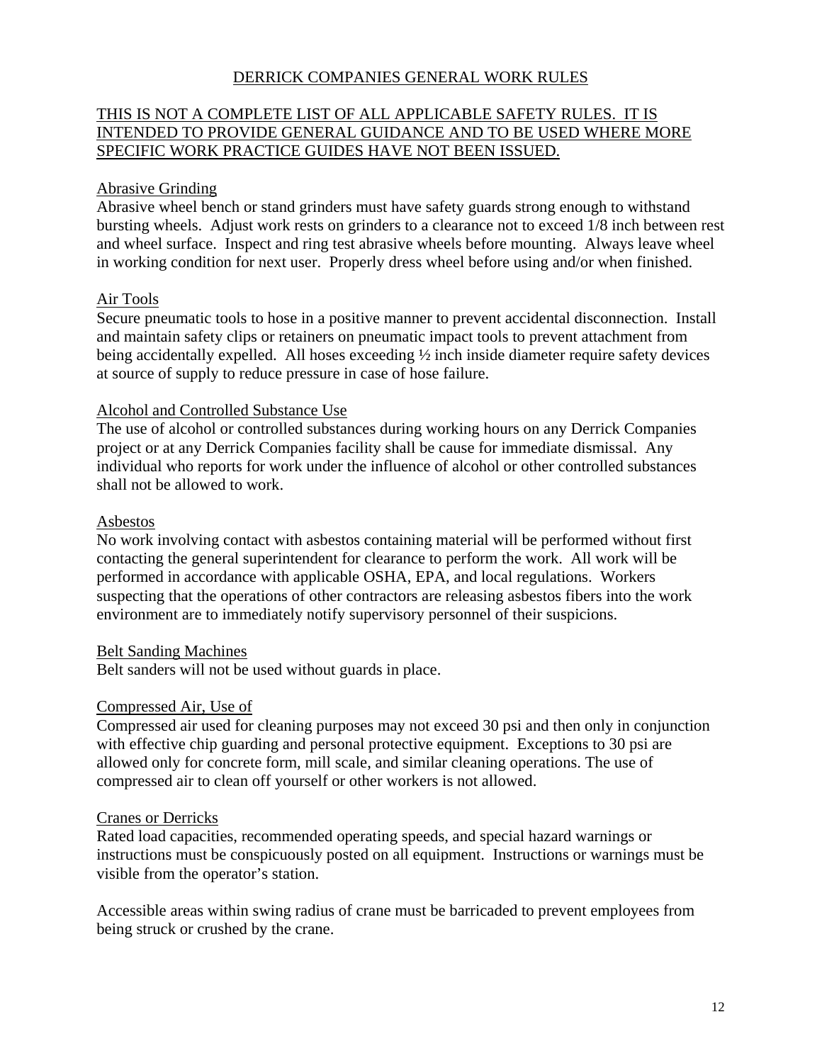# DERRICK COMPANIES GENERAL WORK RULES

THIS IS NOT A COMPLETE LIST OF ALL APPLICABLE SAFETY RULES. IT IS INTENDED TO PROVIDE GENERAL GUIDANCE AND TO BE USED WHERE MORE SPECIFIC WORK PRACTICE GUIDES HAVE NOT BEEN ISSUED.

## Abrasive Grinding

Abrasive wheel bench or stand grinders must have safety guards strong enough to withstand bursting wheels. Adjust work rests on grinders to a clearance not to exceed 1/8 inch between rest and wheel surface. Inspect and ring test abrasive wheels before mounting. Always leave wheel in working condition for next user. Properly dress wheel before using and/or when finished.

## Air Tools

Secure pneumatic tools to hose in a positive manner to prevent accidental disconnection. Install and maintain safety clips or retainers on pneumatic impact tools to prevent attachment from being accidentally expelled. All hoses exceeding ½ inch inside diameter require safety devices at source of supply to reduce pressure in case of hose failure.

## Alcohol and Controlled Substance Use

The use of alcohol or controlled substances during working hours on any Derrick Companies project or at any Derrick Companies facility shall be cause for immediate dismissal. Any individual who reports for work under the influence of alcohol or other controlled substances shall not be allowed to work.

## Asbestos

No work involving contact with asbestos containing material will be performed without first contacting the general superintendent for clearance to perform the work. All work will be performed in accordance with applicable OSHA, EPA, and local regulations. Workers suspecting that the operations of other contractors are releasing asbestos fibers into the work environment are to immediately notify supervisory personnel of their suspicions.

## Belt Sanding Machines

Belt sanders will not be used without guards in place.

## Compressed Air, Use of

Compressed air used for cleaning purposes may not exceed 30 psi and then only in conjunction with effective chip guarding and personal protective equipment. Exceptions to 30 psi are allowed only for concrete form, mill scale, and similar cleaning operations. The use of compressed air to clean off yourself or other workers is not allowed.

## Cranes or Derricks

Rated load capacities, recommended operating speeds, and special hazard warnings or instructions must be conspicuously posted on all equipment. Instructions or warnings must be visible from the operator's station.

Accessible areas within swing radius of crane must be barricaded to prevent employees from being struck or crushed by the crane.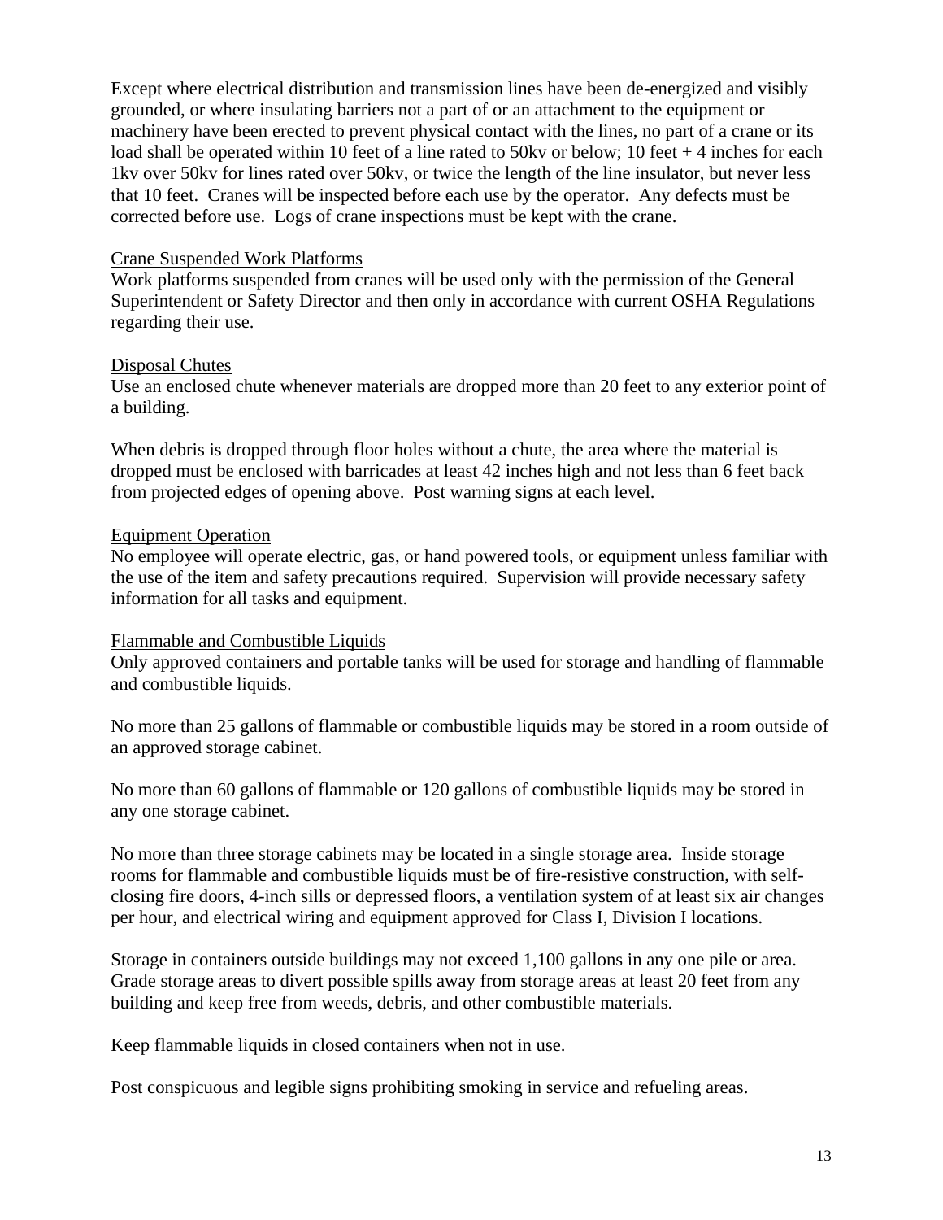Except where electrical distribution and transmission lines have been de-energized and visibly grounded, or where insulating barriers not a part of or an attachment to the equipment or machinery have been erected to prevent physical contact with the lines, no part of a crane or its load shall be operated within 10 feet of a line rated to 50kv or below; 10 feet + 4 inches for each 1kv over 50kv for lines rated over 50kv, or twice the length of the line insulator, but never less that 10 feet. Cranes will be inspected before each use by the operator. Any defects must be corrected before use. Logs of crane inspections must be kept with the crane.

Crane Suspended Work Platforms

Work platforms suspended from cranes will be used only with the permission of the General Superintendent or Safety Director and then only in accordance with current OSHA Regulations regarding their use.

Disposal Chutes

Use an enclosed chute whenever materials are dropped more than 20 feet to any exterior point of a building.

When debris is dropped through floor holes without a chute, the area where the material is dropped must be enclosed with barricades at least 42 inches high and not less than 6 feet back from projected edges of opening above. Post warning signs at each level.

Equipment Operation

No employee will operate electric, gas, or hand powered tools, or equipment unless familiar with the use of the item and safety precautions required. Supervision will provide necessary safety information for all tasks and equipment.

Flammable and Combustible Liquids

Only approved containers and portable tanks will be used for storage and handling of flammable and combustible liquids.

No more than 25 gallons of flammable or combustible liquids may be stored in a room outside of an approved storage cabinet.

No more than 60 gallons of flammable or 120 gallons of combustible liquids may be stored in any one storage cabinet.

No more than three storage cabinets may be located in a single storage area. Inside storage rooms for flammable and combustible liquids must be of fire-resistive construction, with self-closing fire doors, 4-inch sills or depressed floors, a ventilation system of at least six air changes per hour, and electrical wiring and equipment approved for Class I, Division I locations.

Storage in containers outside buildings may not exceed 1,100 gallons in any one pile or area. Grade storage areas to divert possible spills away from storage areas at least 20 feet from any building and keep free from weeds, debris, and other combustible materials.

Keep flammable liquids in closed containers when not in use.

Post conspicuous and legible signs prohibiting smoking in service and refueling areas.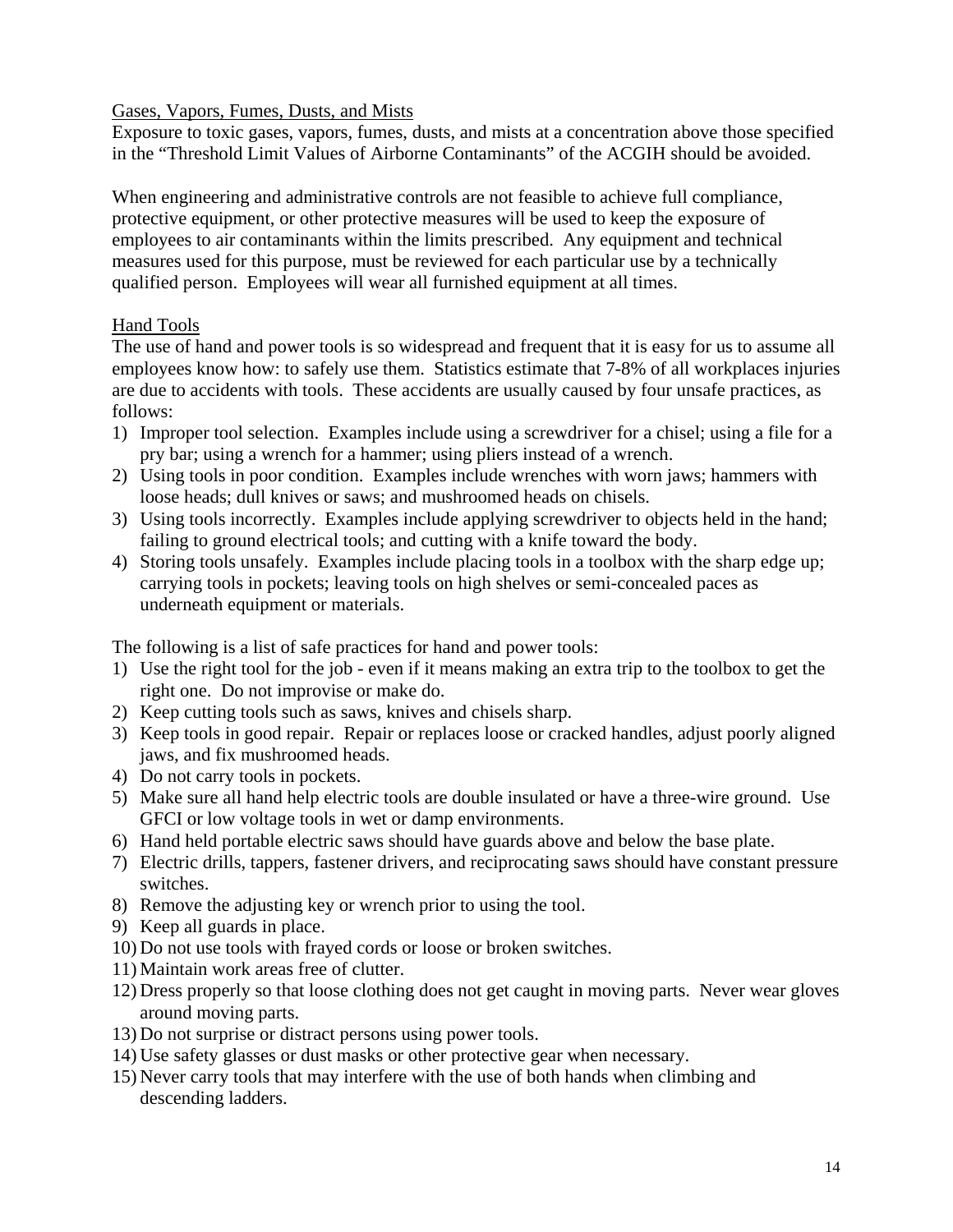## Gases, Vapors, Fumes, Dusts, and Mists

Exposure to toxic gases, vapors, fumes, dusts, and mists at a concentration above those specified in the "Threshold Limit Values of Airborne Contaminants" of the ACGIH should be avoided.

When engineering and administrative controls are not feasible to achieve full compliance, protective equipment, or other protective measures will be used to keep the exposure of employees to air contaminants within the limits prescribed. Any equipment and technical measures used for this purpose, must be reviewed for each particular use by a technically qualified person. Employees will wear all furnished equipment at all times.

## Hand Tools

The use of hand and power tools is so widespread and frequent that it is easy for us to assume all employees know how: to safely use them. Statistics estimate that 7-8% of all workplaces injuries are due to accidents with tools. These accidents are usually caused by four unsafe practices, as follows:

1) Improper tool selection. Examples include using a screwdriver for a chisel; using a file for a pry bar; using a wrench for a hammer; using pliers instead of a wrench.
2) Using tools in poor condition. Examples include wrenches with worn jaws; hammers with loose heads; dull knives or saws; and mushroomed heads on chisels.
3) Using tools incorrectly. Examples include applying screwdriver to objects held in the hand; failing to ground electrical tools; and cutting with a knife toward the body.
4) Storing tools unsafely. Examples include placing tools in a toolbox with the sharp edge up; carrying tools in pockets; leaving tools on high shelves or semi-concealed paces as underneath equipment or materials.

The following is a list of safe practices for hand and power tools:

1) Use the right tool for the job - even if it means making an extra trip to the toolbox to get the right one. Do not improvise or make do.
2) Keep cutting tools such as saws, knives and chisels sharp.
3) Keep tools in good repair. Repair or replaces loose or cracked handles, adjust poorly aligned jaws, and fix mushroomed heads.
4) Do not carry tools in pockets.
5) Make sure all hand help electric tools are double insulated or have a three-wire ground. Use GFCI or low voltage tools in wet or damp environments.
6) Hand held portable electric saws should have guards above and below the base plate.
7) Electric drills, tappers, fastener drivers, and reciprocating saws should have constant pressure switches.
8) Remove the adjusting key or wrench prior to using the tool.
9) Keep all guards in place.
10) Do not use tools with frayed cords or loose or broken switches.
11) Maintain work areas free of clutter.
12) Dress properly so that loose clothing does not get caught in moving parts. Never wear gloves around moving parts.
13) Do not surprise or distract persons using power tools.
14) Use safety glasses or dust masks or other protective gear when necessary.
15) Never carry tools that may interfere with the use of both hands when climbing and descending ladders.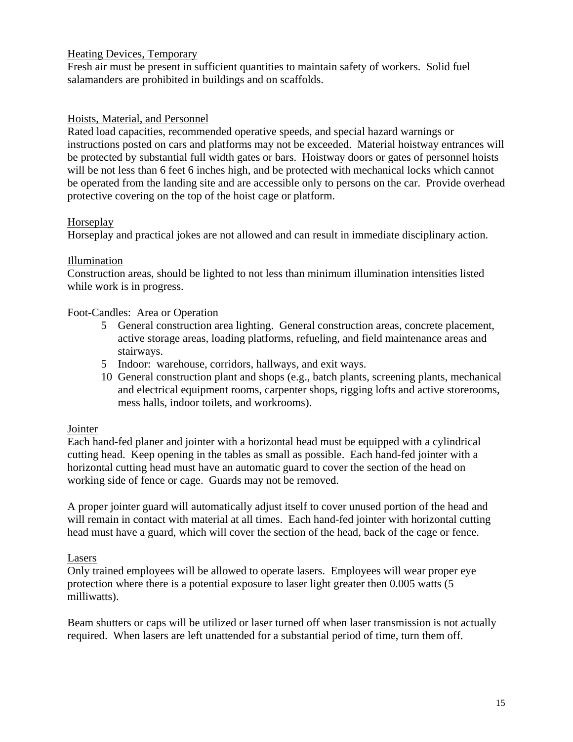<u>Heating Devices, Temporary</u>
Fresh air must be present in sufficient quantities to maintain safety of workers. Solid fuel salamanders are prohibited in buildings and on scaffolds.

<u>Hoists, Material, and Personnel</u>
Rated load capacities, recommended operative speeds, and special hazard warnings or instructions posted on cars and platforms may not be exceeded. Material hoistway entrances will be protected by substantial full width gates or bars. Hoistway doors or gates of personnel hoists will be not less than 6 feet 6 inches high, and be protected with mechanical locks which cannot be operated from the landing site and are accessible only to persons on the car. Provide overhead protective covering on the top of the hoist cage or platform.

<u>Horseplay</u>
Horseplay and practical jokes are not allowed and can result in immediate disciplinary action.

<u>Illumination</u>
Construction areas, should be lighted to not less than minimum illumination intensities listed while work is in progress.

Foot-Candles: Area or Operation

- 5 General construction area lighting. General construction areas, concrete placement, active storage areas, loading platforms, refueling, and field maintenance areas and stairways.
- 5 Indoor: warehouse, corridors, hallways, and exit ways.
- 10 General construction plant and shops (e.g., batch plants, screening plants, mechanical and electrical equipment rooms, carpenter shops, rigging lofts and active storerooms, mess halls, indoor toilets, and workrooms).

<u>Jointer</u>
Each hand-fed planer and jointer with a horizontal head must be equipped with a cylindrical cutting head. Keep opening in the tables as small as possible. Each hand-fed jointer with a horizontal cutting head must have an automatic guard to cover the section of the head on working side of fence or cage. Guards may not be removed.

A proper jointer guard will automatically adjust itself to cover unused portion of the head and will remain in contact with material at all times. Each hand-fed jointer with horizontal cutting head must have a guard, which will cover the section of the head, back of the cage or fence.

<u>Lasers</u>
Only trained employees will be allowed to operate lasers. Employees will wear proper eye protection where there is a potential exposure to laser light greater then 0.005 watts (5 milliwatts).

Beam shutters or caps will be utilized or laser turned off when laser transmission is not actually required. When lasers are left unattended for a substantial period of time, turn them off.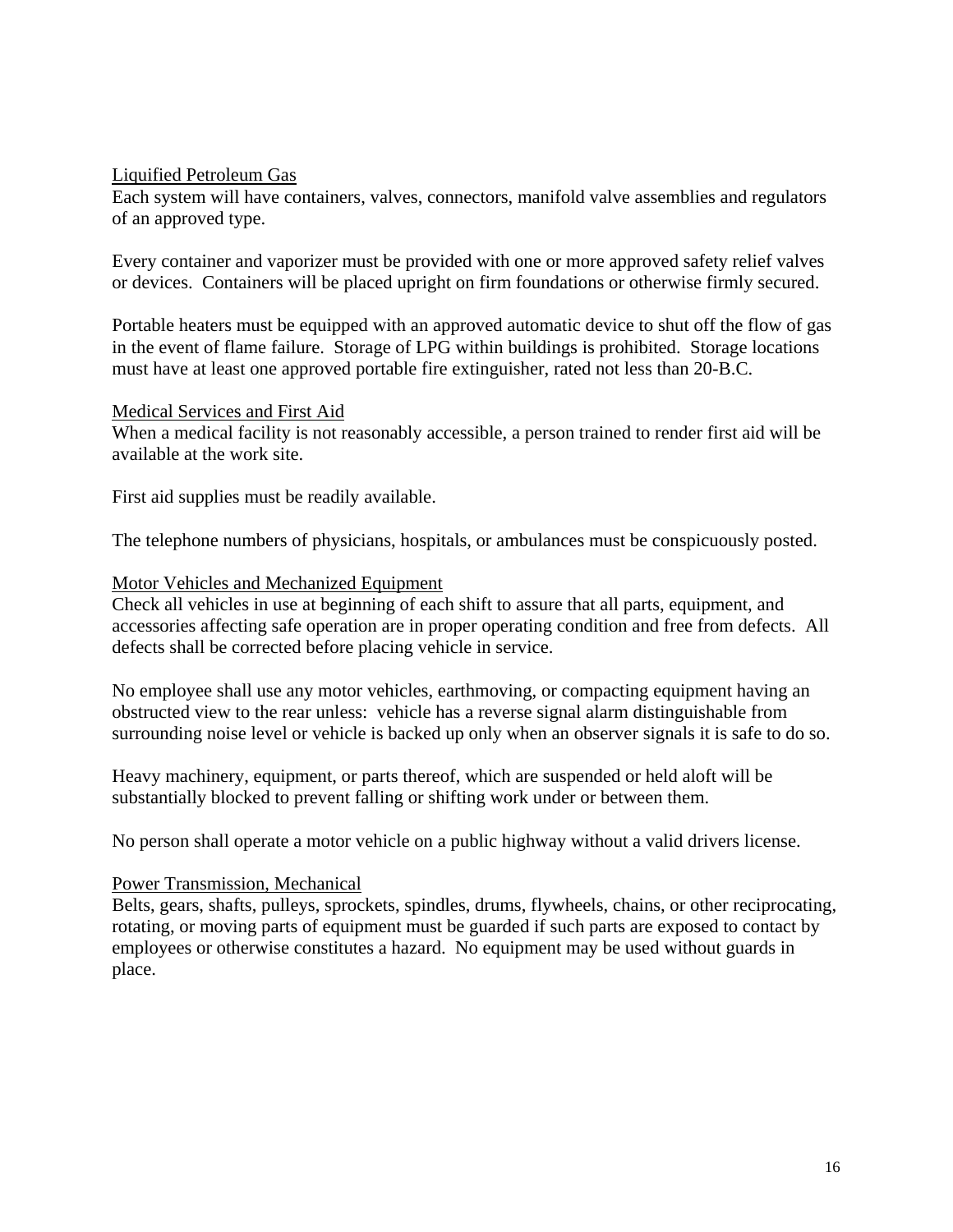## Liquified Petroleum Gas

Each system will have containers, valves, connectors, manifold valve assemblies and regulators of an approved type.

Every container and vaporizer must be provided with one or more approved safety relief valves or devices. Containers will be placed upright on firm foundations or otherwise firmly secured.

Portable heaters must be equipped with an approved automatic device to shut off the flow of gas in the event of flame failure. Storage of LPG within buildings is prohibited. Storage locations must have at least one approved portable fire extinguisher, rated not less than 20-B.C.

## Medical Services and First Aid

When a medical facility is not reasonably accessible, a person trained to render first aid will be available at the work site.

First aid supplies must be readily available.

The telephone numbers of physicians, hospitals, or ambulances must be conspicuously posted.

## Motor Vehicles and Mechanized Equipment

Check all vehicles in use at beginning of each shift to assure that all parts, equipment, and accessories affecting safe operation are in proper operating condition and free from defects. All defects shall be corrected before placing vehicle in service.

No employee shall use any motor vehicles, earthmoving, or compacting equipment having an obstructed view to the rear unless: vehicle has a reverse signal alarm distinguishable from surrounding noise level or vehicle is backed up only when an observer signals it is safe to do so.

Heavy machinery, equipment, or parts thereof, which are suspended or held aloft will be substantially blocked to prevent falling or shifting work under or between them.

No person shall operate a motor vehicle on a public highway without a valid drivers license.

## Power Transmission, Mechanical

Belts, gears, shafts, pulleys, sprockets, spindles, drums, flywheels, chains, or other reciprocating, rotating, or moving parts of equipment must be guarded if such parts are exposed to contact by employees or otherwise constitutes a hazard. No equipment may be used without guards in place.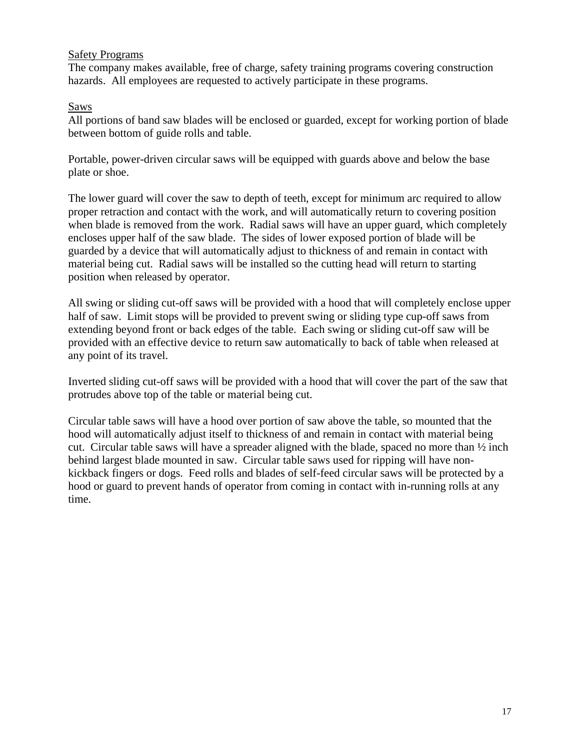## Safety Programs

The company makes available, free of charge, safety training programs covering construction hazards. All employees are requested to actively participate in these programs.

## Saws

All portions of band saw blades will be enclosed or guarded, except for working portion of blade between bottom of guide rolls and table.

Portable, power-driven circular saws will be equipped with guards above and below the base plate or shoe.

The lower guard will cover the saw to depth of teeth, except for minimum arc required to allow proper retraction and contact with the work, and will automatically return to covering position when blade is removed from the work. Radial saws will have an upper guard, which completely encloses upper half of the saw blade. The sides of lower exposed portion of blade will be guarded by a device that will automatically adjust to thickness of and remain in contact with material being cut. Radial saws will be installed so the cutting head will return to starting position when released by operator.

All swing or sliding cut-off saws will be provided with a hood that will completely enclose upper half of saw. Limit stops will be provided to prevent swing or sliding type cup-off saws from extending beyond front or back edges of the table. Each swing or sliding cut-off saw will be provided with an effective device to return saw automatically to back of table when released at any point of its travel.

Inverted sliding cut-off saws will be provided with a hood that will cover the part of the saw that protrudes above top of the table or material being cut.

Circular table saws will have a hood over portion of saw above the table, so mounted that the hood will automatically adjust itself to thickness of and remain in contact with material being cut. Circular table saws will have a spreader aligned with the blade, spaced no more than ½ inch behind largest blade mounted in saw. Circular table saws used for ripping will have non-kickback fingers or dogs. Feed rolls and blades of self-feed circular saws will be protected by a hood or guard to prevent hands of operator from coming in contact with in-running rolls at any time.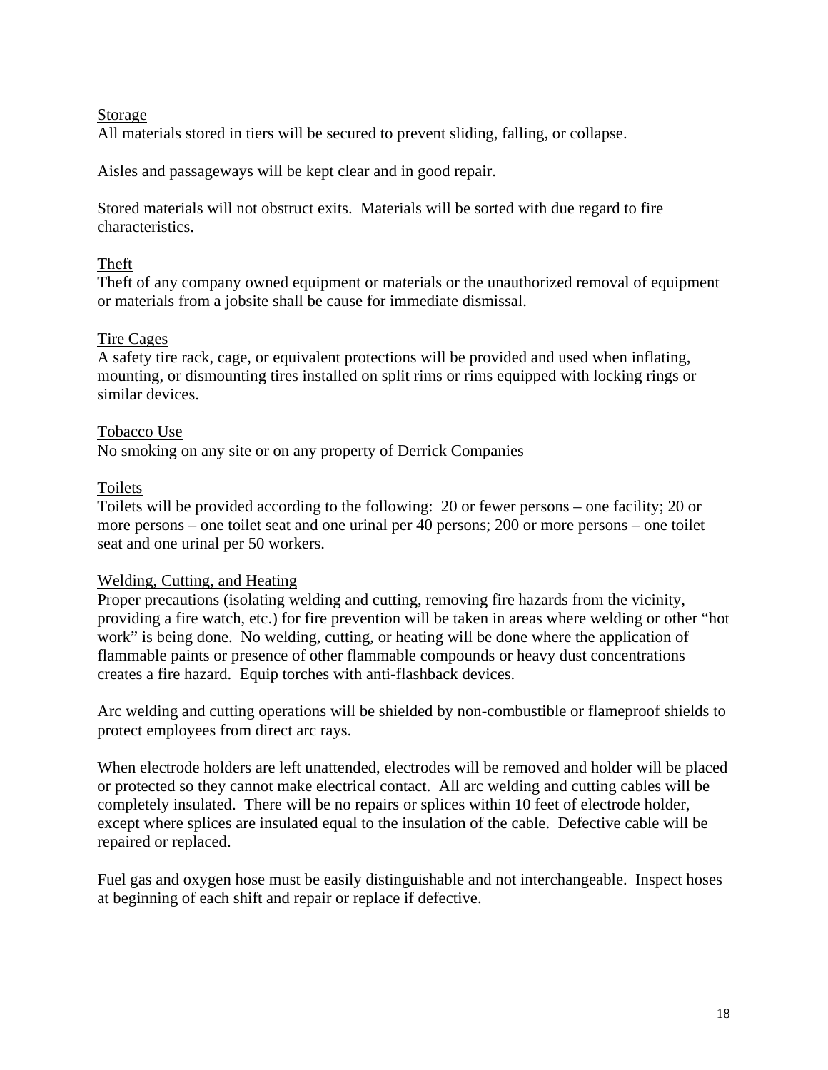<u>Storage</u>
All materials stored in tiers will be secured to prevent sliding, falling, or collapse.

Aisles and passageways will be kept clear and in good repair.

Stored materials will not obstruct exits. Materials will be sorted with due regard to fire characteristics.

<u>Theft</u>
Theft of any company owned equipment or materials or the unauthorized removal of equipment or materials from a jobsite shall be cause for immediate dismissal.

<u>Tire Cages</u>
A safety tire rack, cage, or equivalent protections will be provided and used when inflating, mounting, or dismounting tires installed on split rims or rims equipped with locking rings or similar devices.

<u>Tobacco Use</u>
No smoking on any site or on any property of Derrick Companies

<u>Toilets</u>
Toilets will be provided according to the following: 20 or fewer persons – one facility; 20 or more persons – one toilet seat and one urinal per 40 persons; 200 or more persons – one toilet seat and one urinal per 50 workers.

<u>Welding, Cutting, and Heating</u>
Proper precautions (isolating welding and cutting, removing fire hazards from the vicinity, providing a fire watch, etc.) for fire prevention will be taken in areas where welding or other "hot work" is being done. No welding, cutting, or heating will be done where the application of flammable paints or presence of other flammable compounds or heavy dust concentrations creates a fire hazard. Equip torches with anti-flashback devices.

Arc welding and cutting operations will be shielded by non-combustible or flameproof shields to protect employees from direct arc rays.

When electrode holders are left unattended, electrodes will be removed and holder will be placed or protected so they cannot make electrical contact. All arc welding and cutting cables will be completely insulated. There will be no repairs or splices within 10 feet of electrode holder, except where splices are insulated equal to the insulation of the cable. Defective cable will be repaired or replaced.

Fuel gas and oxygen hose must be easily distinguishable and not interchangeable. Inspect hoses at beginning of each shift and repair or replace if defective.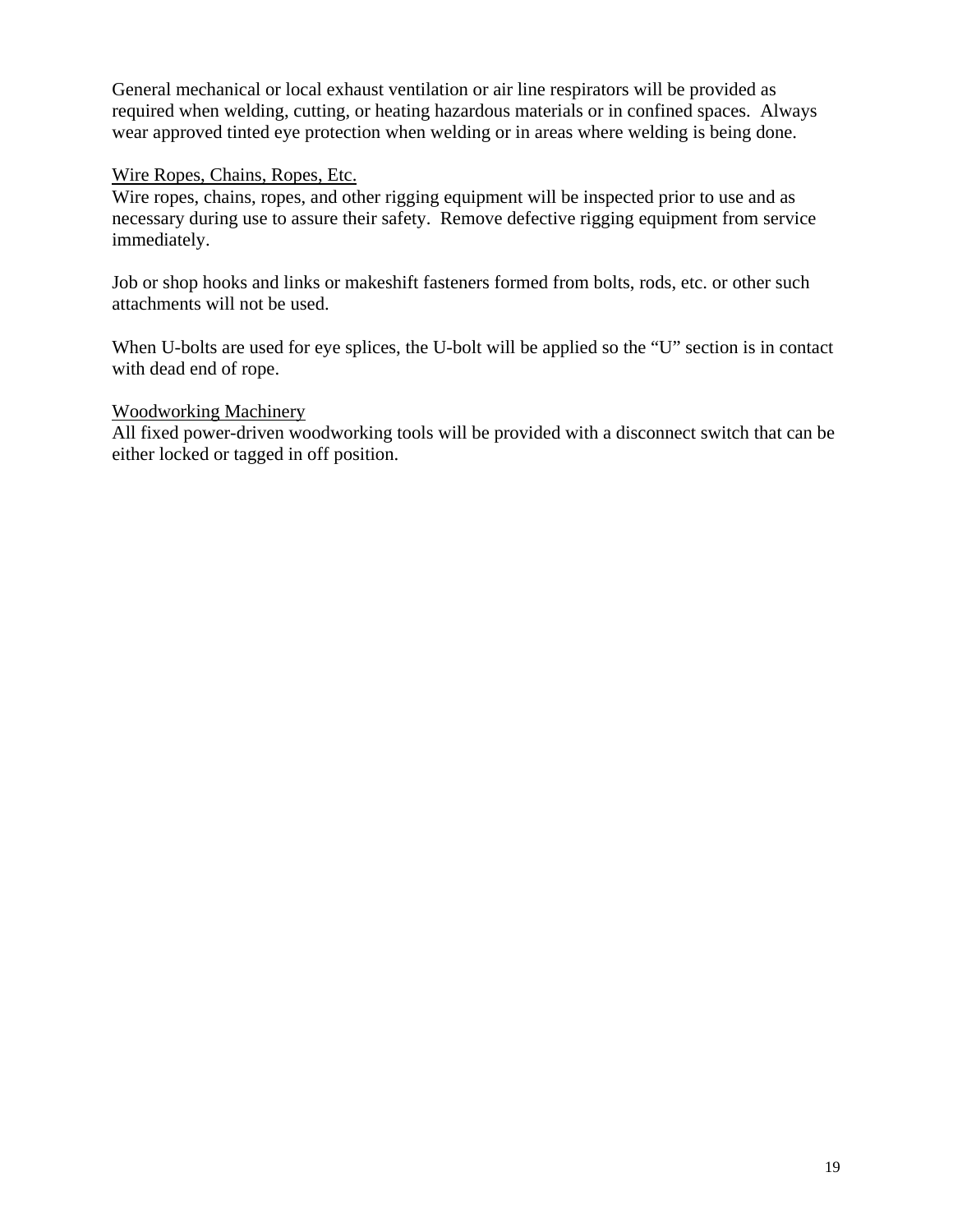General mechanical or local exhaust ventilation or air line respirators will be provided as required when welding, cutting, or heating hazardous materials or in confined spaces. Always wear approved tinted eye protection when welding or in areas where welding is being done.

<u>Wire Ropes, Chains, Ropes, Etc.</u>

Wire ropes, chains, ropes, and other rigging equipment will be inspected prior to use and as necessary during use to assure their safety. Remove defective rigging equipment from service immediately.

Job or shop hooks and links or makeshift fasteners formed from bolts, rods, etc. or other such attachments will not be used.

When U-bolts are used for eye splices, the U-bolt will be applied so the "U" section is in contact with dead end of rope.

<u>Woodworking Machinery</u>

All fixed power-driven woodworking tools will be provided with a disconnect switch that can be either locked or tagged in off position.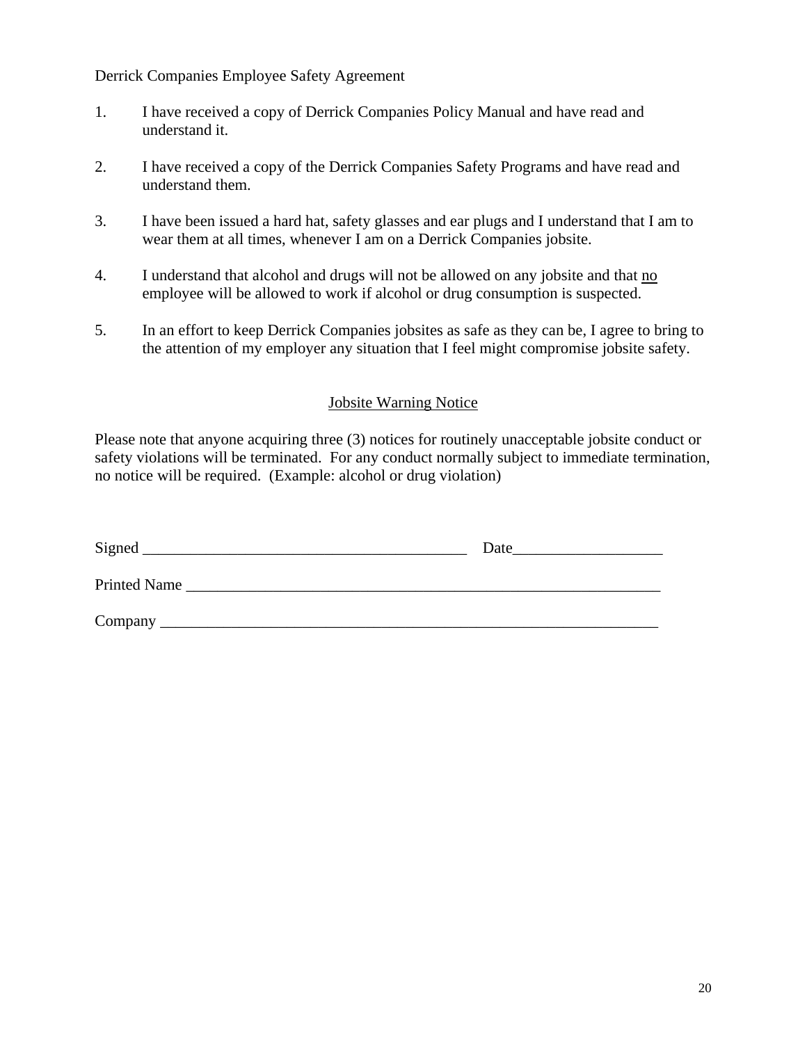Derrick Companies Employee Safety Agreement

1. I have received a copy of Derrick Companies Policy Manual and have read and understand it.

2. I have received a copy of the Derrick Companies Safety Programs and have read and understand them.

3. I have been issued a hard hat, safety glasses and ear plugs and I understand that I am to wear them at all times, whenever I am on a Derrick Companies jobsite.

4. I understand that alcohol and drugs will not be allowed on any jobsite and that <u>no</u> employee will be allowed to work if alcohol or drug consumption is suspected.

5. In an effort to keep Derrick Companies jobsites as safe as they can be, I agree to bring to the attention of my employer any situation that I feel might compromise jobsite safety.

<u>Jobsite Warning Notice</u>

Please note that anyone acquiring three (3) notices for routinely unacceptable jobsite conduct or safety violations will be terminated. For any conduct normally subject to immediate termination, no notice will be required. (Example: alcohol or drug violation)

Signed _________________________________________ Date___________________

Printed Name ______________________________________________________________

Company _________________________________________________________________